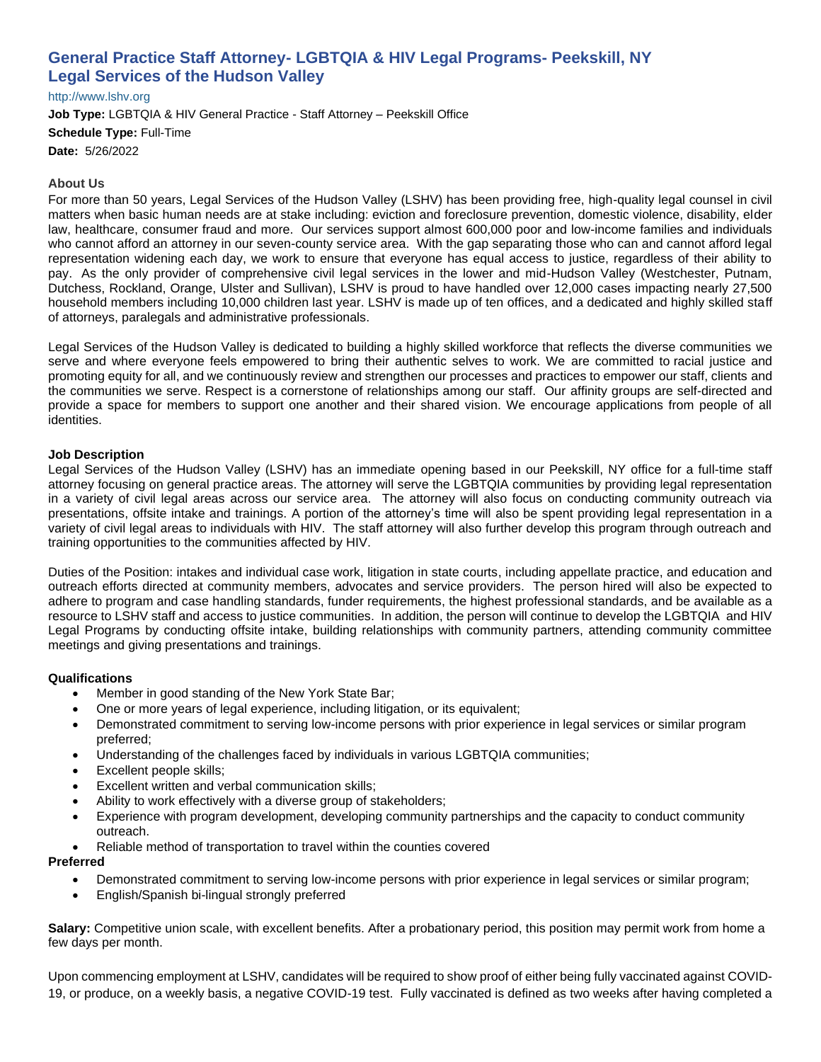# General Practice Staff Attorney- LGBTQIA & HIV Legal Programs- Peekskill, NY
# Legal Services of the Hudson Valley

http://www.lshv.org

**Job Type:** LGBTQIA & HIV General Practice - Staff Attorney – Peekskill Office

**Schedule Type:** Full-Time

**Date:** 5/26/2022

### About Us

For more than 50 years, Legal Services of the Hudson Valley (LSHV) has been providing free, high-quality legal counsel in civil matters when basic human needs are at stake including: eviction and foreclosure prevention, domestic violence, disability, elder law, healthcare, consumer fraud and more. Our services support almost 600,000 poor and low-income families and individuals who cannot afford an attorney in our seven-county service area. With the gap separating those who can and cannot afford legal representation widening each day, we work to ensure that everyone has equal access to justice, regardless of their ability to pay. As the only provider of comprehensive civil legal services in the lower and mid-Hudson Valley (Westchester, Putnam, Dutchess, Rockland, Orange, Ulster and Sullivan), LSHV is proud to have handled over 12,000 cases impacting nearly 27,500 household members including 10,000 children last year. LSHV is made up of ten offices, and a dedicated and highly skilled staff of attorneys, paralegals and administrative professionals.

Legal Services of the Hudson Valley is dedicated to building a highly skilled workforce that reflects the diverse communities we serve and where everyone feels empowered to bring their authentic selves to work. We are committed to racial justice and promoting equity for all, and we continuously review and strengthen our processes and practices to empower our staff, clients and the communities we serve. Respect is a cornerstone of relationships among our staff. Our affinity groups are self-directed and provide a space for members to support one another and their shared vision. We encourage applications from people of all identities.

### Job Description

Legal Services of the Hudson Valley (LSHV) has an immediate opening based in our Peekskill, NY office for a full-time staff attorney focusing on general practice areas. The attorney will serve the LGBTQIA communities by providing legal representation in a variety of civil legal areas across our service area. The attorney will also focus on conducting community outreach via presentations, offsite intake and trainings. A portion of the attorney's time will also be spent providing legal representation in a variety of civil legal areas to individuals with HIV. The staff attorney will also further develop this program through outreach and training opportunities to the communities affected by HIV.

Duties of the Position: intakes and individual case work, litigation in state courts, including appellate practice, and education and outreach efforts directed at community members, advocates and service providers. The person hired will also be expected to adhere to program and case handling standards, funder requirements, the highest professional standards, and be available as a resource to LSHV staff and access to justice communities. In addition, the person will continue to develop the LGBTQIA and HIV Legal Programs by conducting offsite intake, building relationships with community partners, attending community committee meetings and giving presentations and trainings.

### Qualifications

- Member in good standing of the New York State Bar;
- One or more years of legal experience, including litigation, or its equivalent;
- Demonstrated commitment to serving low-income persons with prior experience in legal services or similar program preferred;
- Understanding of the challenges faced by individuals in various LGBTQIA communities;
- Excellent people skills;
- Excellent written and verbal communication skills;
- Ability to work effectively with a diverse group of stakeholders;
- Experience with program development, developing community partnerships and the capacity to conduct community outreach.
- Reliable method of transportation to travel within the counties covered

### Preferred

- Demonstrated commitment to serving low-income persons with prior experience in legal services or similar program;
- English/Spanish bi-lingual strongly preferred

**Salary:** Competitive union scale, with excellent benefits. After a probationary period, this position may permit work from home a few days per month.

Upon commencing employment at LSHV, candidates will be required to show proof of either being fully vaccinated against COVID-19, or produce, on a weekly basis, a negative COVID-19 test. Fully vaccinated is defined as two weeks after having completed a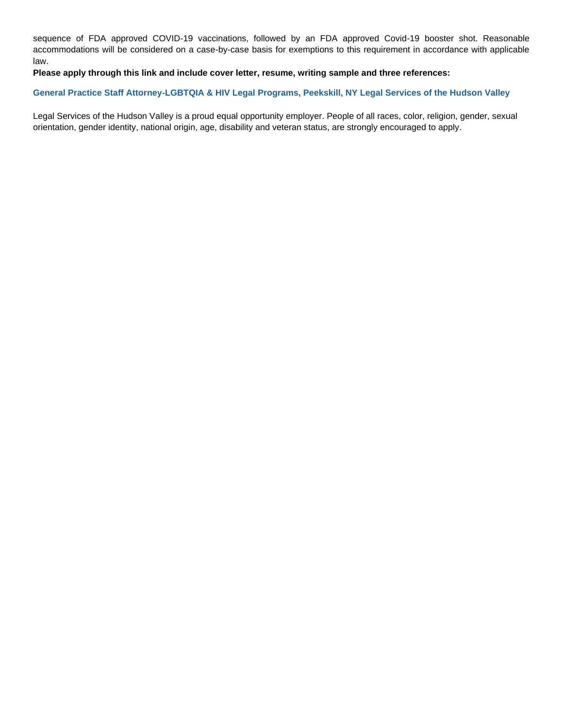sequence of FDA approved COVID-19 vaccinations, followed by an FDA approved Covid-19 booster shot. Reasonable accommodations will be considered on a case-by-case basis for exemptions to this requirement in accordance with applicable law.

**Please apply through this link and include cover letter, resume, writing sample and three references:**

**General Practice Staff Attorney-LGBTQIA & HIV Legal Programs, Peekskill, NY Legal Services of the Hudson Valley**

Legal Services of the Hudson Valley is a proud equal opportunity employer. People of all races, color, religion, gender, sexual orientation, gender identity, national origin, age, disability and veteran status, are strongly encouraged to apply.